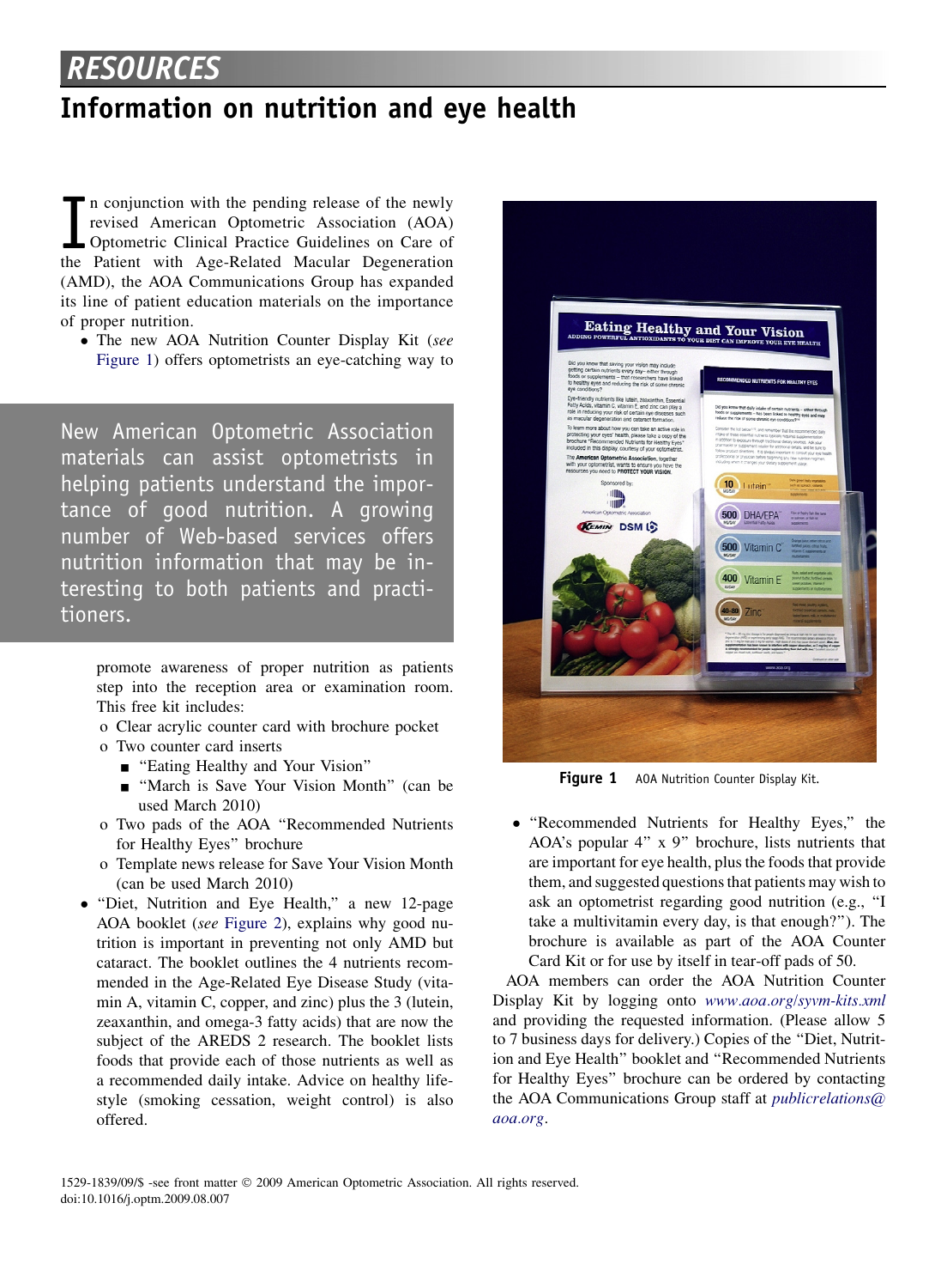# RESOURCES

## Information on nutrition and eye health

In conjunction with the pending release of the newly revised American Optometric Association (AOA) Optometric Clinical Practice Guidelines on Care of the Patient with Age-Related Macular Degeneration (AMD), the AOA Communications Group has expanded its line of patient education materials on the importance of proper nutrition.

New American Optometric Association materials can assist optometrists in helping patients understand the importance of good nutrition. A growing number of Web-based services offers nutrition information that may be interesting to both patients and practitioners.

- The new AOA Nutrition Counter Display Kit (*see* Figure 1) offers optometrists an eye-catching way to promote awareness of proper nutrition as patients step into the reception area or examination room. This free kit includes:
  - o Clear acrylic counter card with brochure pocket
  - o Two counter card inserts
    - "Eating Healthy and Your Vision"
    - "March is Save Your Vision Month" (can be used March 2010)
  - o Two pads of the AOA "Recommended Nutrients for Healthy Eyes" brochure
  - o Template news release for Save Your Vision Month (can be used March 2010)
- "Diet, Nutrition and Eye Health," a new 12-page AOA booklet (*see* Figure 2), explains why good nutrition is important in preventing not only AMD but cataract. The booklet outlines the 4 nutrients recommended in the Age-Related Eye Disease Study (vitamin A, vitamin C, copper, and zinc) plus the 3 (lutein, zeaxanthin, and omega-3 fatty acids) that are now the subject of the AREDS 2 research. The booklet lists foods that provide each of those nutrients as well as a recommended daily intake. Advice on healthy lifestyle (smoking cessation, weight control) is also offered.

**Figure 1** AOA Nutrition Counter Display Kit.

- "Recommended Nutrients for Healthy Eyes," the AOA's popular 4" x 9" brochure, lists nutrients that are important for eye health, plus the foods that provide them, and suggested questions that patients may wish to ask an optometrist regarding good nutrition (e.g., "I take a multivitamin every day, is that enough?"). The brochure is available as part of the AOA Counter Card Kit or for use by itself in tear-off pads of 50.

AOA members can order the AOA Nutrition Counter Display Kit by logging onto *www.aoa.org/syvm-kits.xml* and providing the requested information. (Please allow 5 to 7 business days for delivery.) Copies of the "Diet, Nutrition and Eye Health" booklet and "Recommended Nutrients for Healthy Eyes" brochure can be ordered by contacting the AOA Communications Group staff at *publicrelations@aoa.org*.

1529-1839/09/$ -see front matter © 2009 American Optometric Association. All rights reserved.
doi:10.1016/j.optm.2009.08.007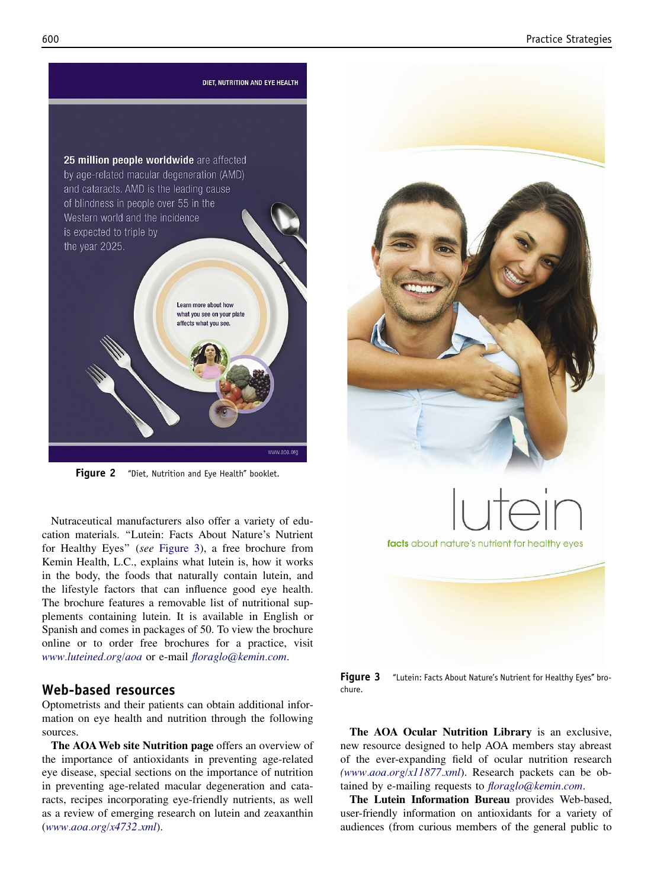Figure 2 "Diet, Nutrition and Eye Health" booklet.

Nutraceutical manufacturers also offer a variety of education materials. "Lutein: Facts About Nature's Nutrient for Healthy Eyes" (*see* Figure 3), a free brochure from Kemin Health, L.C., explains what lutein is, how it works in the body, the foods that naturally contain lutein, and the lifestyle factors that can influence good eye health. The brochure features a removable list of nutritional supplements containing lutein. It is available in English or Spanish and comes in packages of 50. To view the brochure online or to order free brochures for a practice, visit *www.luteined.org/aoa* or e-mail *floraglo@kemin.com*.

## Web-based resources

Optometrists and their patients can obtain additional information on eye health and nutrition through the following sources.

**The AOA Web site Nutrition page** offers an overview of the importance of antioxidants in preventing age-related eye disease, special sections on the importance of nutrition in preventing age-related macular degeneration and cataracts, recipes incorporating eye-friendly nutrients, as well as a review of emerging research on lutein and zeaxanthin (*www.aoa.org/x4732.xml*).

Figure 3 "Lutein: Facts About Nature's Nutrient for Healthy Eyes" brochure.

**The AOA Ocular Nutrition Library** is an exclusive, new resource designed to help AOA members stay abreast of the ever-expanding field of ocular nutrition research (*www.aoa.org/x11877.xml*). Research packets can be obtained by e-mailing requests to *floraglo@kemin.com*.

**The Lutein Information Bureau** provides Web-based, user-friendly information on antioxidants for a variety of audiences (from curious members of the general public to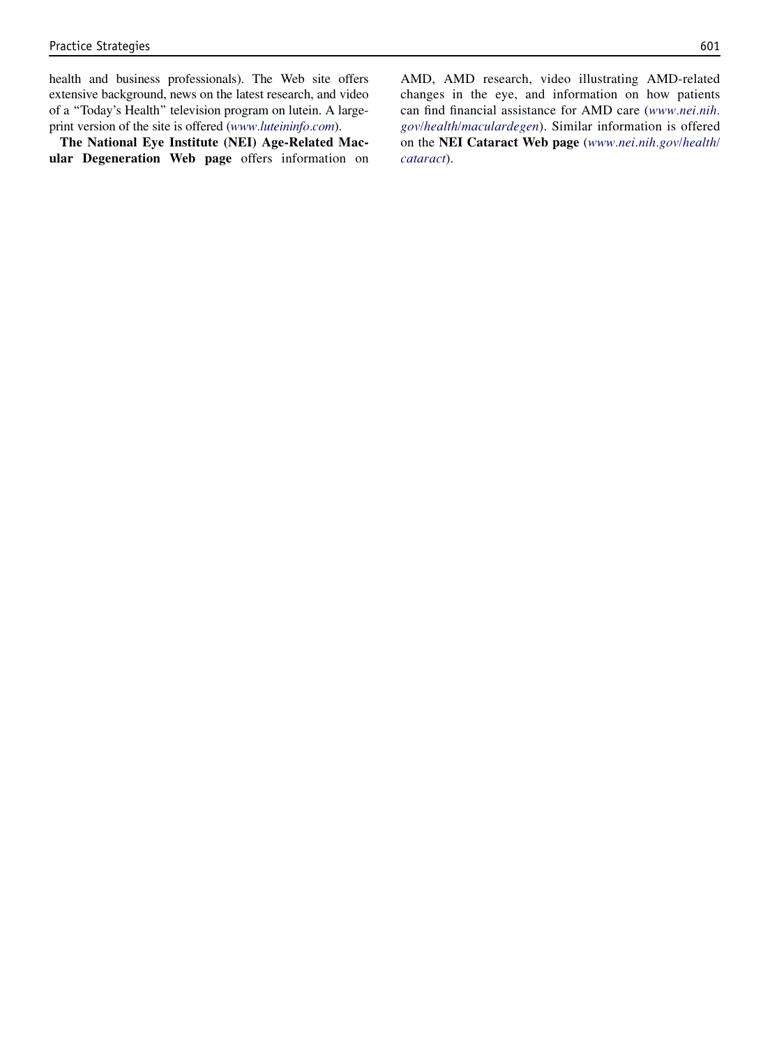health and business professionals). The Web site offers extensive background, news on the latest research, and video of a "Today's Health" television program on lutein. A large-print version of the site is offered (*www.luteininfo.com*).

**The National Eye Institute (NEI) Age-Related Macular Degeneration Web page** offers information on AMD, AMD research, video illustrating AMD-related changes in the eye, and information on how patients can find financial assistance for AMD care (*www.nei.nih.gov/health/maculardegen*). Similar information is offered on the **NEI Cataract Web page** (*www.nei.nih.gov/health/cataract*).